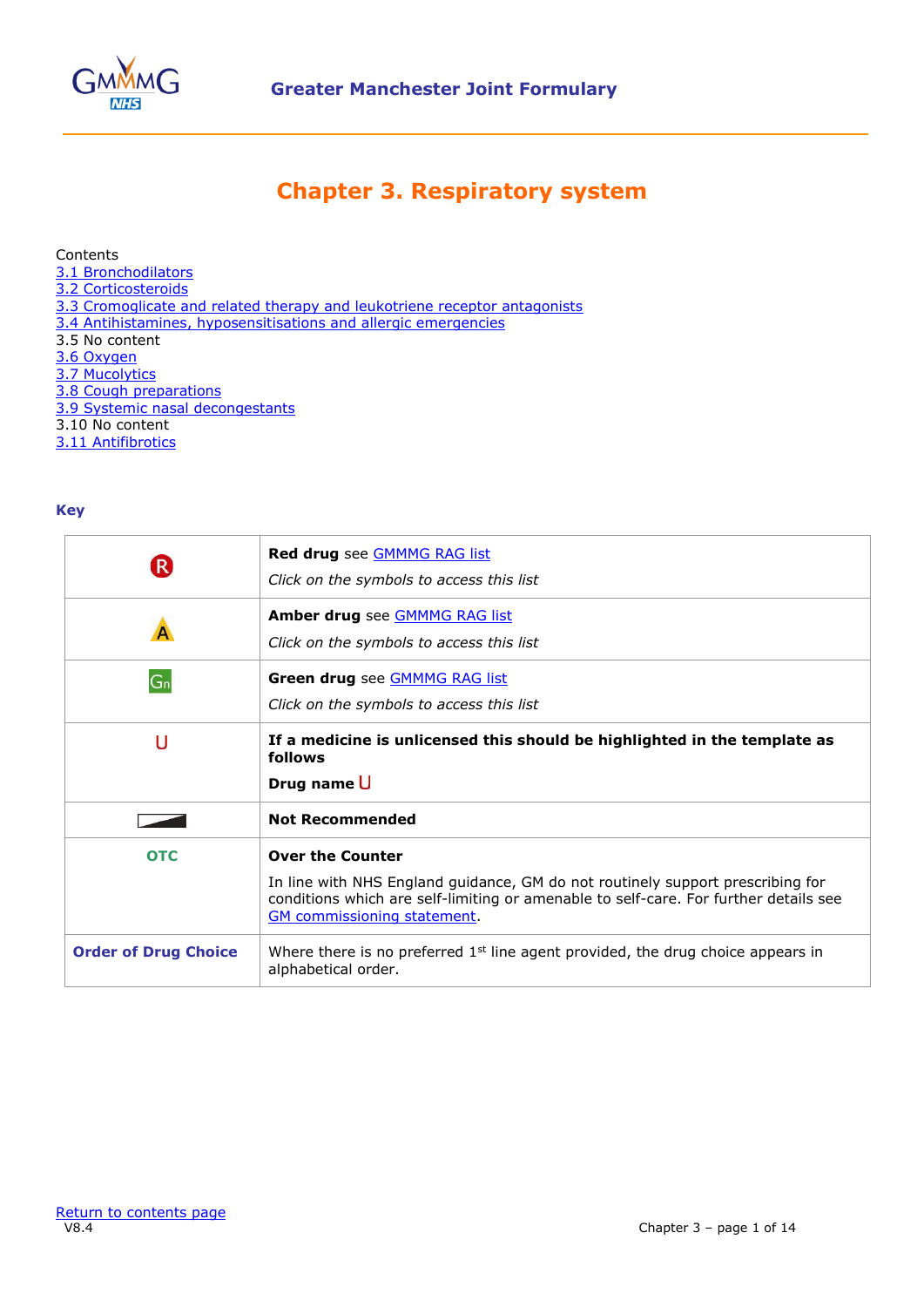# Chapter 3. Respiratory system

Contents
- 3.1 Bronchodilators
- 3.2 Corticosteroids
- 3.3 Cromoglicate and related therapy and leukotriene receptor antagonists
- 3.4 Antihistamines, hyposensitisations and allergic emergencies
- 3.5 No content
- 3.6 Oxygen
- 3.7 Mucolytics
- 3.8 Cough preparations
- 3.9 Systemic nasal decongestants
- 3.10 No content
- 3.11 Antifibrotics

## Key

| Symbol | Description |
|---|---|
| R | **Red drug** see GMMMG RAG list<br>*Click on the symbols to access this list* |
| A | **Amber drug** see GMMMG RAG list<br>*Click on the symbols to access this list* |
| Gn | **Green drug** see GMMMG RAG list<br>*Click on the symbols to access this list* |
| U | **If a medicine is unlicensed this should be highlighted in the template as follows**<br>**Drug name** U |
| | **Not Recommended** |
| **OTC** | **Over the Counter**<br>In line with NHS England guidance, GM do not routinely support prescribing for conditions which are self-limiting or amenable to self-care. For further details see GM commissioning statement. |
| **Order of Drug Choice** | Where there is no preferred 1st line agent provided, the drug choice appears in alphabetical order. |

Return to contents page
V8.4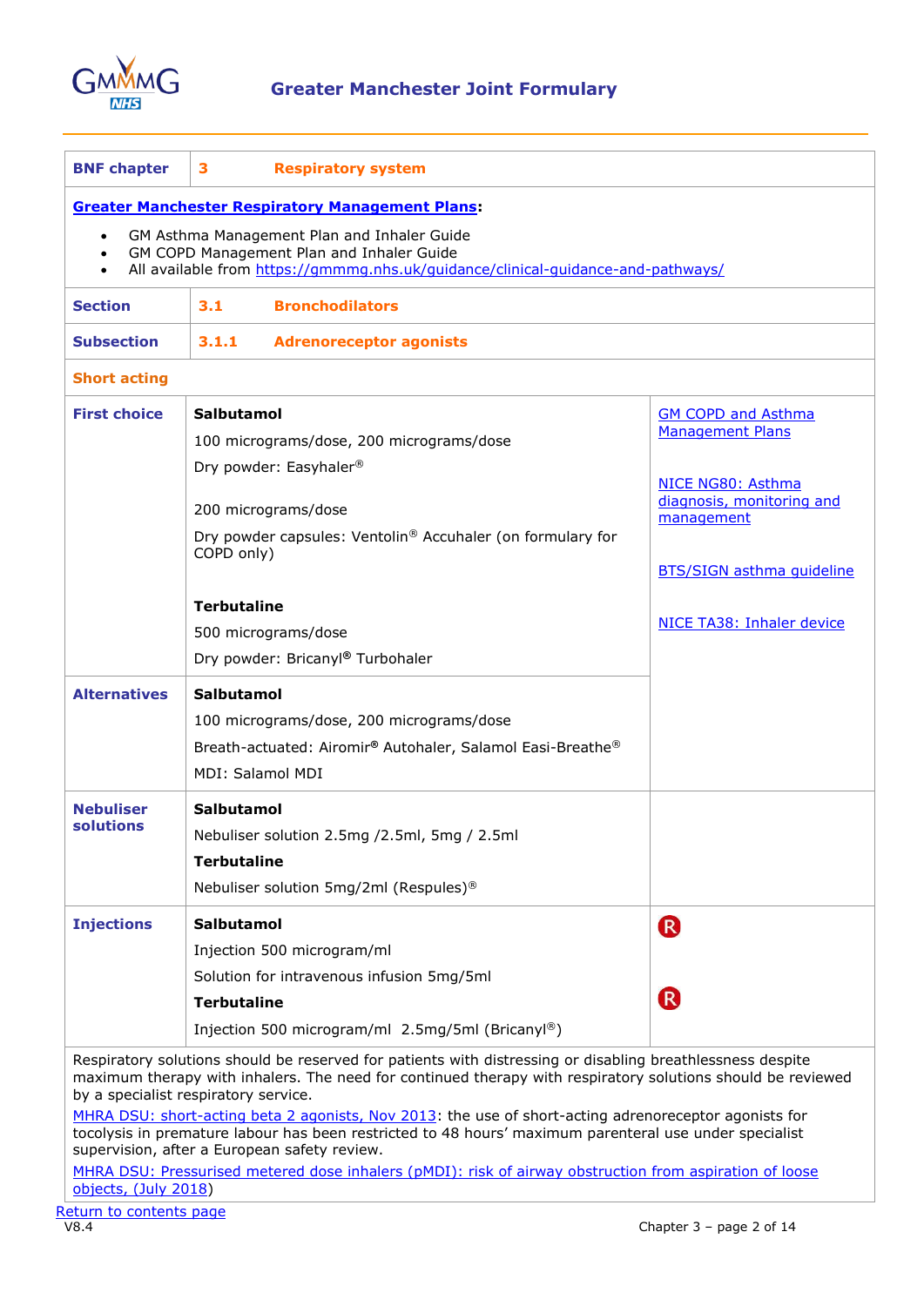| BNF chapter | 3 Respiratory system | |
|---|---|---|

**Greater Manchester Respiratory Management Plans**:

- GM Asthma Management Plan and Inhaler Guide
- GM COPD Management Plan and Inhaler Guide
- All available from https://gmmmg.nhs.uk/guidance/clinical-guidance-and-pathways/

| | | |
|---|---|---|
| **Section** | **3.1 Bronchodilators** | |
| **Subsection** | **3.1.1 Adrenoreceptor agonists** | |
| **Short acting** | | |
| **First choice** | **Salbutamol**<br>100 micrograms/dose, 200 micrograms/dose<br>Dry powder: Easyhaler®<br><br>200 micrograms/dose<br>Dry powder capsules: Ventolin® Accuhaler (on formulary for COPD only)<br><br>**Terbutaline**<br>500 micrograms/dose<br>Dry powder: Bricanyl® Turbohaler | GM COPD and Asthma Management Plans<br><br>NICE NG80: Asthma diagnosis, monitoring and management<br><br>BTS/SIGN asthma guideline<br><br>NICE TA38: Inhaler device |
| **Alternatives** | **Salbutamol**<br>100 micrograms/dose, 200 micrograms/dose<br>Breath-actuated: Airomir® Autohaler, Salamol Easi-Breathe®<br>MDI: Salamol MDI | |
| **Nebuliser solutions** | **Salbutamol**<br>Nebuliser solution 2.5mg /2.5ml, 5mg / 2.5ml<br>**Terbutaline**<br>Nebuliser solution 5mg/2ml (Respules)® | |
| **Injections** | **Salbutamol**<br>Injection 500 microgram/ml<br>Solution for intravenous infusion 5mg/5ml<br>**Terbutaline**<br>Injection 500 microgram/ml 2.5mg/5ml (Bricanyl®) | R<br><br>R |

Respiratory solutions should be reserved for patients with distressing or disabling breathlessness despite maximum therapy with inhalers. The need for continued therapy with respiratory solutions should be reviewed by a specialist respiratory service.

MHRA DSU: short-acting beta 2 agonists, Nov 2013: the use of short-acting adrenoreceptor agonists for tocolysis in premature labour has been restricted to 48 hours' maximum parenteral use under specialist supervision, after a European safety review.

MHRA DSU: Pressurised metered dose inhalers (pMDI): risk of airway obstruction from aspiration of loose objects, (July 2018)

Return to contents page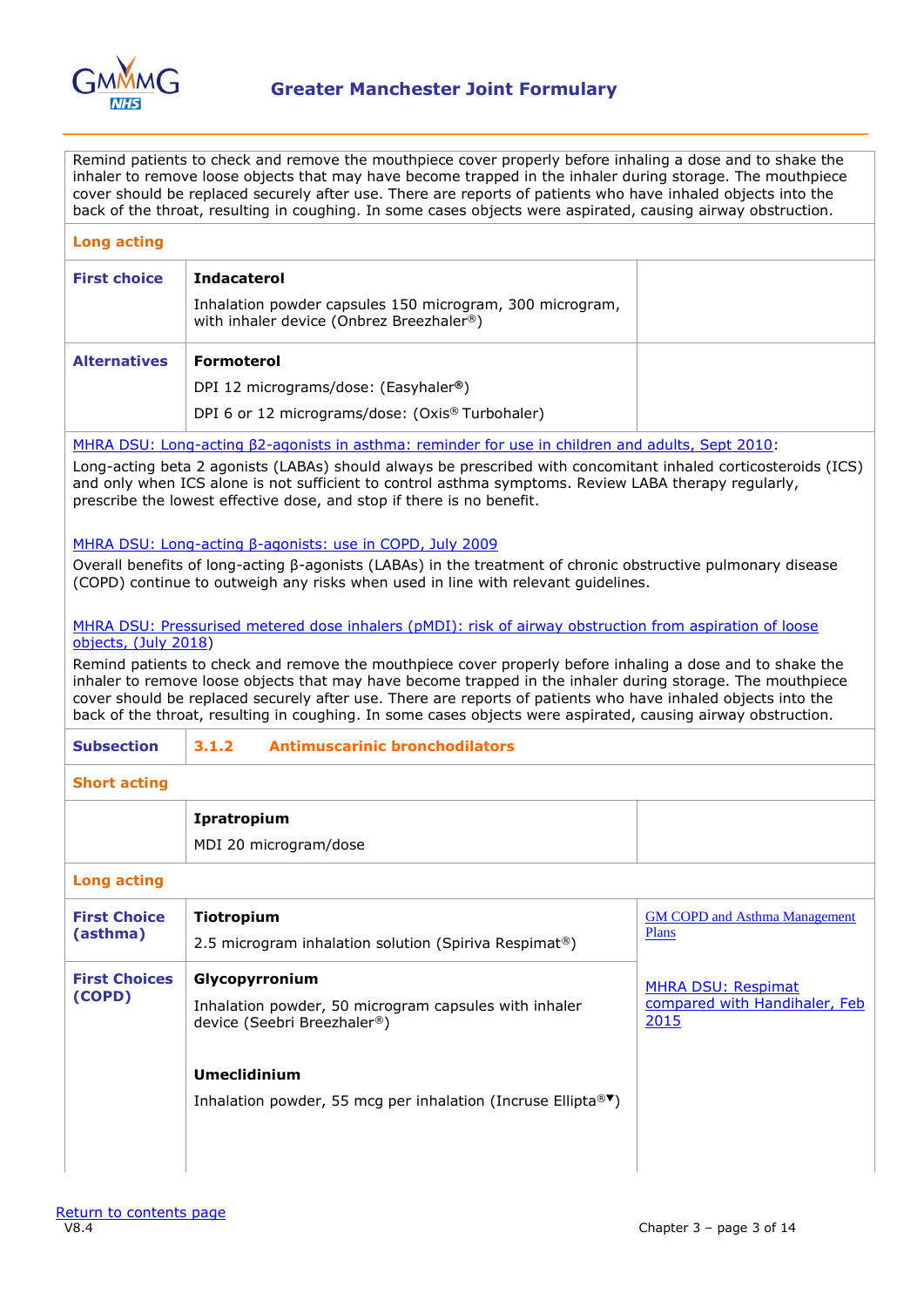Remind patients to check and remove the mouthpiece cover properly before inhaling a dose and to shake the inhaler to remove loose objects that may have become trapped in the inhaler during storage. The mouthpiece cover should be replaced securely after use. There are reports of patients who have inhaled objects into the back of the throat, resulting in coughing. In some cases objects were aspirated, causing airway obstruction.

**Long acting**

| | | |
|---|---|---|
| **First choice** | **Indacaterol**<br><br>Inhalation powder capsules 150 microgram, 300 microgram, with inhaler device (Onbrez Breezhaler®) | |
| **Alternatives** | **Formoterol**<br><br>DPI 12 micrograms/dose: (Easyhaler®)<br><br>DPI 6 or 12 micrograms/dose: (Oxis® Turbohaler) | |

MHRA DSU: Long-acting β2-agonists in asthma: reminder for use in children and adults, Sept 2010:

Long-acting beta 2 agonists (LABAs) should always be prescribed with concomitant inhaled corticosteroids (ICS) and only when ICS alone is not sufficient to control asthma symptoms. Review LABA therapy regularly, prescribe the lowest effective dose, and stop if there is no benefit.

MHRA DSU: Long-acting β-agonists: use in COPD, July 2009

Overall benefits of long-acting β-agonists (LABAs) in the treatment of chronic obstructive pulmonary disease (COPD) continue to outweigh any risks when used in line with relevant guidelines.

MHRA DSU: Pressurised metered dose inhalers (pMDI): risk of airway obstruction from aspiration of loose objects, (July 2018)

Remind patients to check and remove the mouthpiece cover properly before inhaling a dose and to shake the inhaler to remove loose objects that may have become trapped in the inhaler during storage. The mouthpiece cover should be replaced securely after use. There are reports of patients who have inhaled objects into the back of the throat, resulting in coughing. In some cases objects were aspirated, causing airway obstruction.

## Subsection 3.1.2 Antimuscarinic bronchodilators

**Short acting**

| | | |
|---|---|---|
| | **Ipratropium**<br><br>MDI 20 microgram/dose | |

**Long acting**

| | | |
|---|---|---|
| **First Choice (asthma)** | **Tiotropium**<br><br>2.5 microgram inhalation solution (Spiriva Respimat®) | GM COPD and Asthma Management Plans |
| **First Choices (COPD)** | **Glycopyrronium**<br><br>Inhalation powder, 50 microgram capsules with inhaler device (Seebri Breezhaler®)<br><br>**Umeclidinium**<br><br>Inhalation powder, 55 mcg per inhalation (Incruse Ellipta®▼) | MHRA DSU: Respimat compared with Handihaler, Feb 2015 |

Return to contents page

V8.4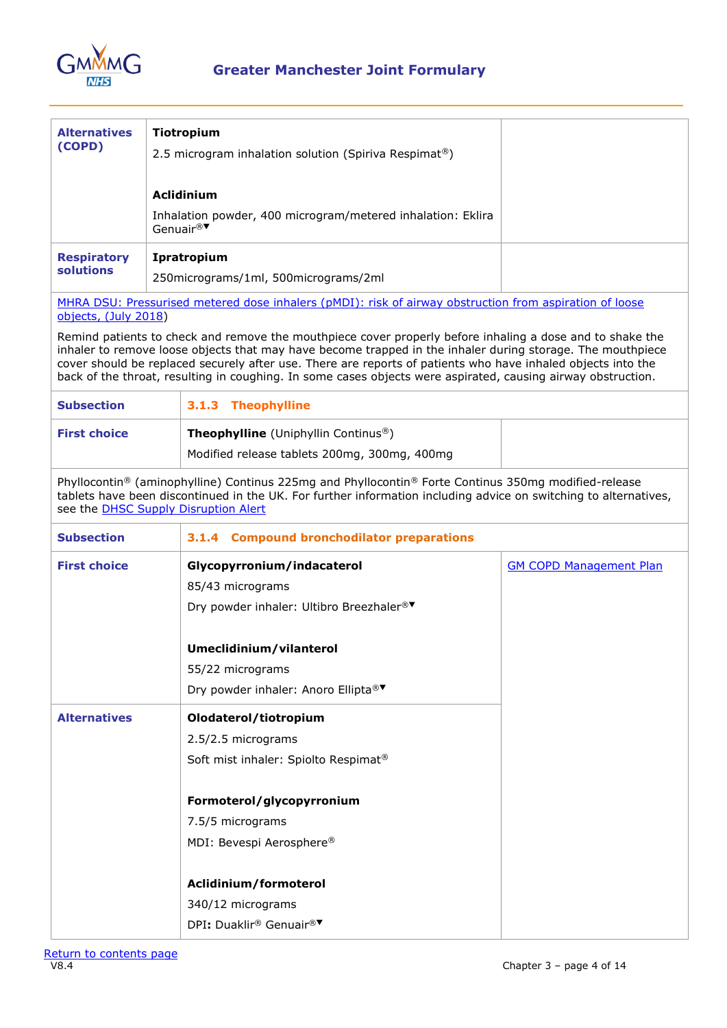| | | |
|---|---|---|
| **Alternatives (COPD)** | **Tiotropium**<br><br>2.5 microgram inhalation solution (Spiriva Respimat®)<br><br>**Aclidinium**<br><br>Inhalation powder, 400 microgram/metered inhalation: Eklira Genuair®▼ | |
| **Respiratory solutions** | **Ipratropium**<br><br>250micrograms/1ml, 500micrograms/2ml | |

MHRA DSU: Pressurised metered dose inhalers (pMDI): risk of airway obstruction from aspiration of loose objects, (July 2018)

Remind patients to check and remove the mouthpiece cover properly before inhaling a dose and to shake the inhaler to remove loose objects that may have become trapped in the inhaler during storage. The mouthpiece cover should be replaced securely after use. There are reports of patients who have inhaled objects into the back of the throat, resulting in coughing. In some cases objects were aspirated, causing airway obstruction.

| | | |
|---|---|---|
| **Subsection** | **3.1.3 Theophylline** | |
| **First choice** | **Theophylline** (Uniphyllin Continus®)<br><br>Modified release tablets 200mg, 300mg, 400mg | |

Phyllocontin® (aminophylline) Continus 225mg and Phyllocontin® Forte Continus 350mg modified-release tablets have been discontinued in the UK. For further information including advice on switching to alternatives, see the DHSC Supply Disruption Alert

| | | |
|---|---|---|
| **Subsection** | **3.1.4 Compound bronchodilator preparations** | |
| **First choice** | **Glycopyrronium/indacaterol**<br><br>85/43 micrograms<br><br>Dry powder inhaler: Ultibro Breezhaler®▼<br><br>**Umeclidinium/vilanterol**<br><br>55/22 micrograms<br><br>Dry powder inhaler: Anoro Ellipta®▼ | GM COPD Management Plan |
| **Alternatives** | **Olodaterol/tiotropium**<br><br>2.5/2.5 micrograms<br><br>Soft mist inhaler: Spiolto Respimat®<br><br>**Formoterol/glycopyrronium**<br><br>7.5/5 micrograms<br><br>MDI: Bevespi Aerosphere®<br><br>**Aclidinium/formoterol**<br><br>340/12 micrograms<br><br>DPI: Duaklir® Genuair®▼ | |

Return to contents page

V8.4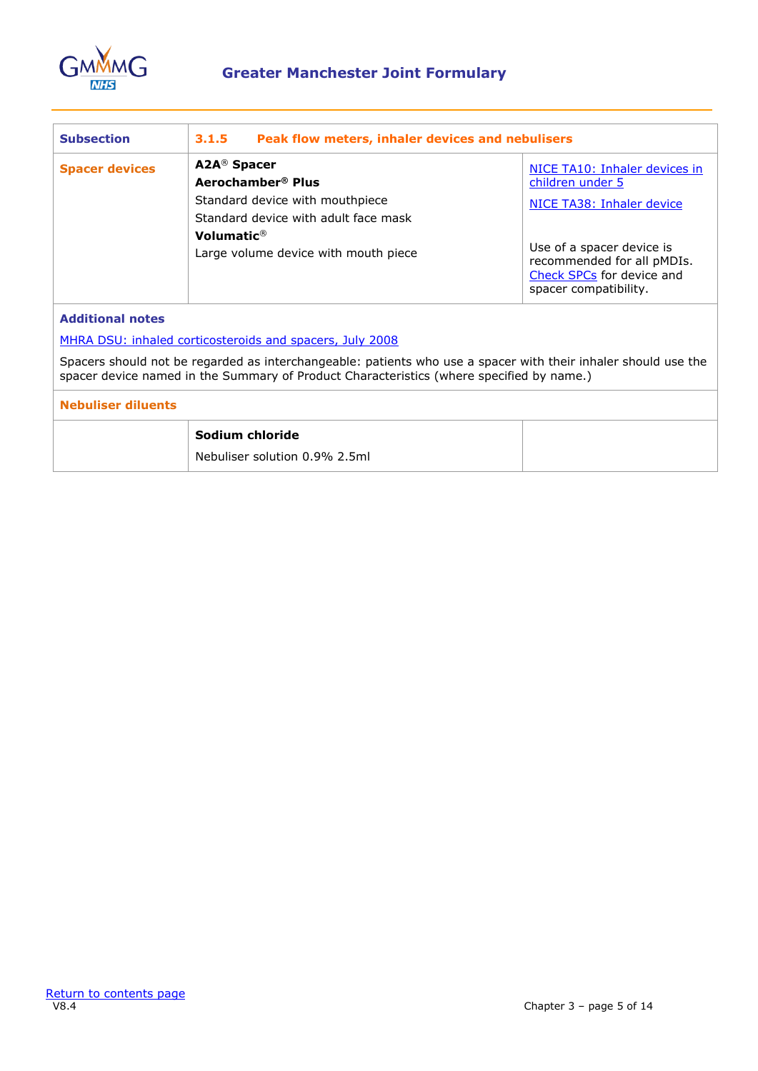| Subsection | 3.1.5 Peak flow meters, inhaler devices and nebulisers | |
|---|---|---|
| **Spacer devices** | **A2A® Spacer**<br>**Aerochamber® Plus**<br>Standard device with mouthpiece<br>Standard device with adult face mask<br>**Volumatic®**<br>Large volume device with mouth piece | NICE TA10: Inhaler devices in children under 5<br><br>NICE TA38: Inhaler device<br><br>Use of a spacer device is recommended for all pMDIs. Check SPCs for device and spacer compatibility. |
| **Additional notes** | | |
| MHRA DSU: inhaled corticosteroids and spacers, July 2008<br><br>Spacers should not be regarded as interchangeable: patients who use a spacer with their inhaler should use the spacer device named in the Summary of Product Characteristics (where specified by name.) | | |
| **Nebuliser diluents** | | |
| | **Sodium chloride**<br>Nebuliser solution 0.9% 2.5ml | |

Return to contents page

V8.4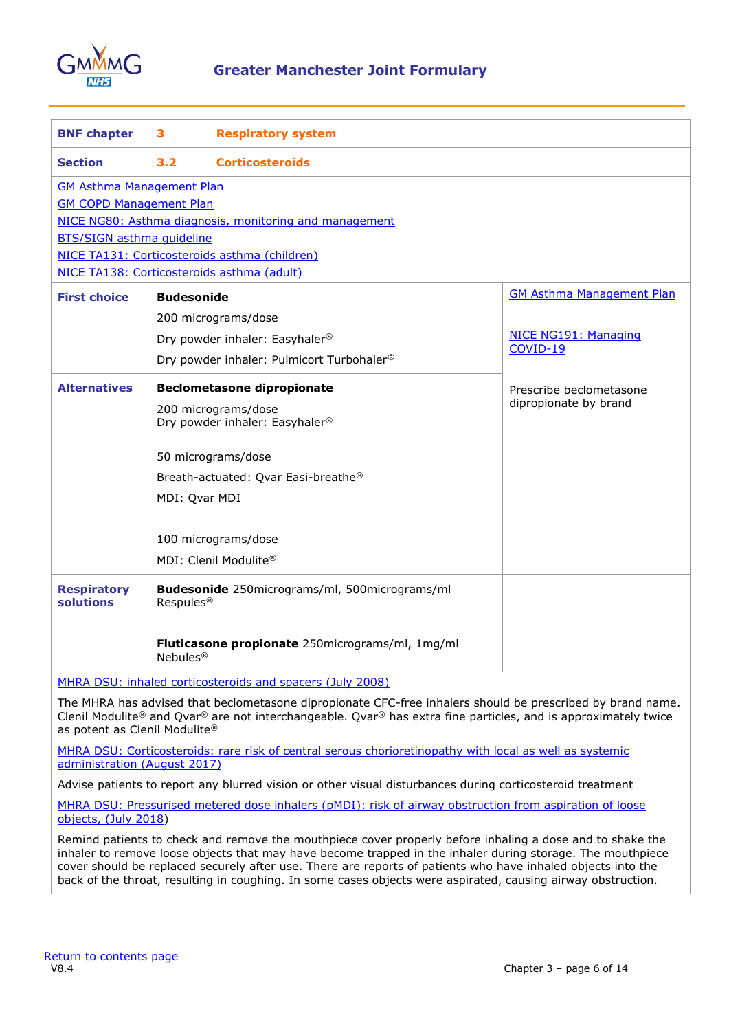| BNF chapter | 3 Respiratory system | |
|---|---|---|
| **Section** | **3.2 Corticosteroids** | |
| GM Asthma Management Plan<br>GM COPD Management Plan<br>NICE NG80: Asthma diagnosis, monitoring and management<br>BTS/SIGN asthma guideline<br>NICE TA131: Corticosteroids asthma (children)<br>NICE TA138: Corticosteroids asthma (adult) | | |
| **First choice** | **Budesonide**<br>200 micrograms/dose<br>Dry powder inhaler: Easyhaler®<br>Dry powder inhaler: Pulmicort Turbohaler® | GM Asthma Management Plan<br><br>NICE NG191: Managing COVID-19 |
| **Alternatives** | **Beclometasone dipropionate**<br>200 micrograms/dose<br>Dry powder inhaler: Easyhaler®<br><br>50 micrograms/dose<br>Breath-actuated: Qvar Easi-breathe®<br>MDI: Qvar MDI<br><br>100 micrograms/dose<br>MDI: Clenil Modulite® | Prescribe beclometasone dipropionate by brand |
| **Respiratory solutions** | **Budesonide** 250micrograms/ml, 500micrograms/ml Respules®<br><br>**Fluticasone propionate** 250micrograms/ml, 1mg/ml Nebules® | |

MHRA DSU: inhaled corticosteroids and spacers (July 2008)

The MHRA has advised that beclometasone dipropionate CFC-free inhalers should be prescribed by brand name. Clenil Modulite® and Qvar® are not interchangeable. Qvar® has extra fine particles, and is approximately twice as potent as Clenil Modulite®

MHRA DSU: Corticosteroids: rare risk of central serous chorioretinopathy with local as well as systemic administration (August 2017)

Advise patients to report any blurred vision or other visual disturbances during corticosteroid treatment

MHRA DSU: Pressurised metered dose inhalers (pMDI): risk of airway obstruction from aspiration of loose objects, (July 2018)

Remind patients to check and remove the mouthpiece cover properly before inhaling a dose and to shake the inhaler to remove loose objects that may have become trapped in the inhaler during storage. The mouthpiece cover should be replaced securely after use. There are reports of patients who have inhaled objects into the back of the throat, resulting in coughing. In some cases objects were aspirated, causing airway obstruction.

Return to contents page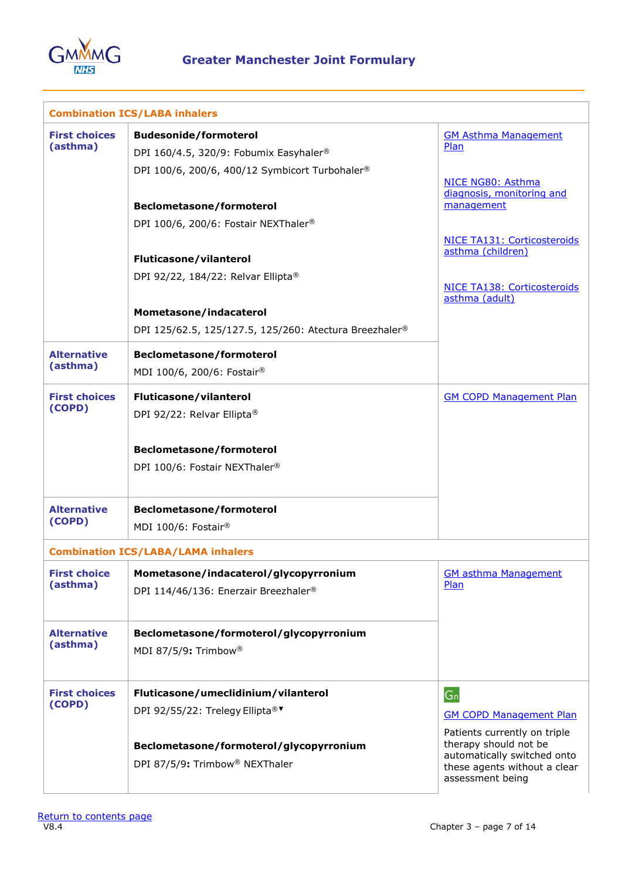| Combination ICS/LABA inhalers | | |
|---|---|---|
| **First choices (asthma)** | **Budesonide/formoterol**<br>DPI 160/4.5, 320/9: Fobumix Easyhaler®<br>DPI 100/6, 200/6, 400/12 Symbicort Turbohaler®<br><br>**Beclometasone/formoterol**<br>DPI 100/6, 200/6: Fostair NEXThaler®<br><br>**Fluticasone/vilanterol**<br>DPI 92/22, 184/22: Relvar Ellipta®<br><br>**Mometasone/indacaterol**<br>DPI 125/62.5, 125/127.5, 125/260: Atectura Breezhaler® | GM Asthma Management Plan<br><br>NICE NG80: Asthma diagnosis, monitoring and management<br><br>NICE TA131: Corticosteroids asthma (children)<br><br>NICE TA138: Corticosteroids asthma (adult) |
| **Alternative (asthma)** | **Beclometasone/formoterol**<br>MDI 100/6, 200/6: Fostair® | |
| **First choices (COPD)** | **Fluticasone/vilanterol**<br>DPI 92/22: Relvar Ellipta®<br><br>**Beclometasone/formoterol**<br>DPI 100/6: Fostair NEXThaler® | GM COPD Management Plan |
| **Alternative (COPD)** | **Beclometasone/formoterol**<br>MDI 100/6: Fostair® | |
| **Combination ICS/LABA/LAMA inhalers** | | |
| **First choice (asthma)** | **Mometasone/indacaterol/glycopyrronium**<br>DPI 114/46/136: Enerzair Breezhaler® | GM asthma Management Plan |
| **Alternative (asthma)** | **Beclometasone/formoterol/glycopyrronium**<br>MDI 87/5/9: Trimbow® | |
| **First choices (COPD)** | **Fluticasone/umeclidinium/vilanterol**<br>DPI 92/55/22: Trelegy Ellipta®▼<br><br>**Beclometasone/formoterol/glycopyrronium**<br>DPI 87/5/9: Trimbow® NEXThaler | Gn<br>GM COPD Management Plan<br>Patients currently on triple therapy should not be automatically switched onto these agents without a clear assessment being |

Return to contents page

V8.4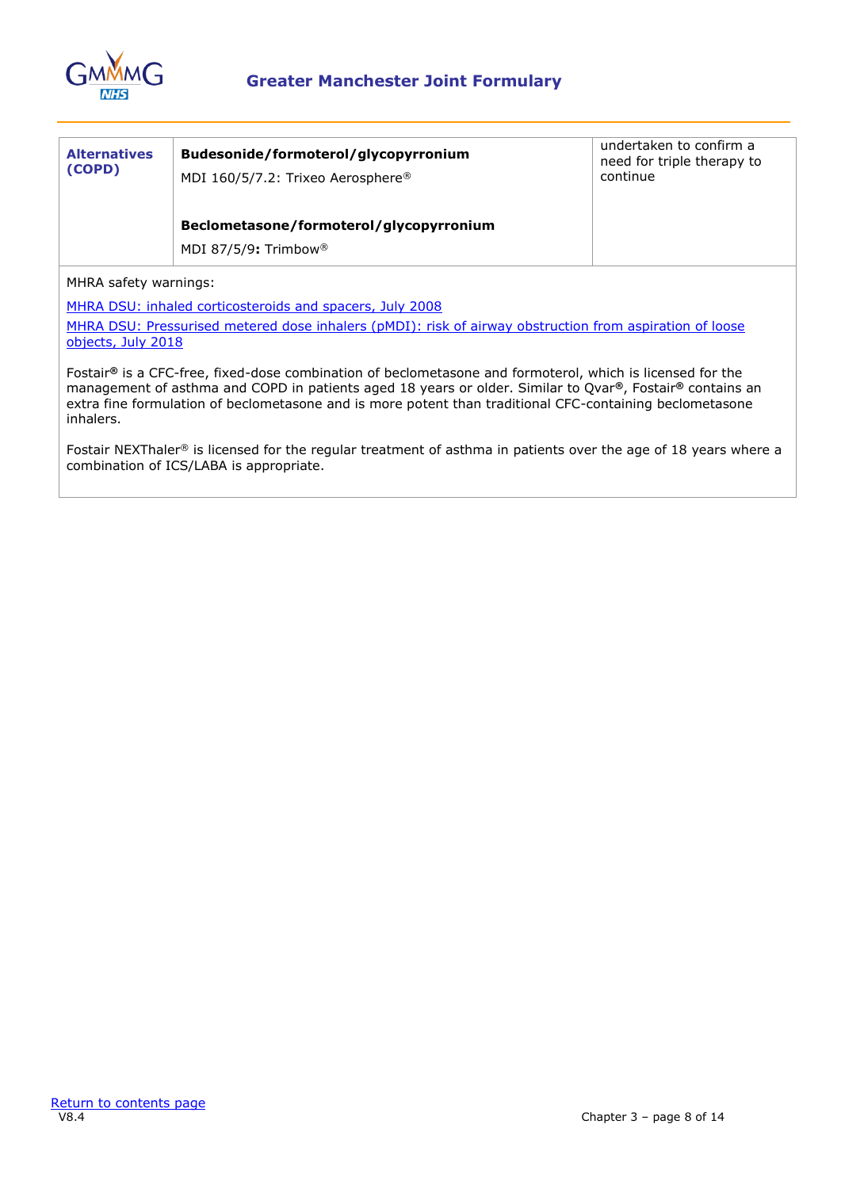| | | |
|---|---|---|
| **Alternatives (COPD)** | **Budesonide/formoterol/glycopyrronium**<br>MDI 160/5/7.2: Trixeo Aerosphere®<br><br>**Beclometasone/formoterol/glycopyrronium**<br>MDI 87/5/9**:** Trimbow® | undertaken to confirm a need for triple therapy to continue |

MHRA safety warnings:

[MHRA DSU: inhaled corticosteroids and spacers, July 2008](#)

[MHRA DSU: Pressurised metered dose inhalers (pMDI): risk of airway obstruction from aspiration of loose objects, July 2018](#)

Fostair**®** is a CFC-free, fixed-dose combination of beclometasone and formoterol, which is licensed for the management of asthma and COPD in patients aged 18 years or older. Similar to Qvar®, Fostair**®** contains an extra fine formulation of beclometasone and is more potent than traditional CFC-containing beclometasone inhalers.

Fostair NEXThaler® is licensed for the regular treatment of asthma in patients over the age of 18 years where a combination of ICS/LABA is appropriate.

[Return to contents page](#)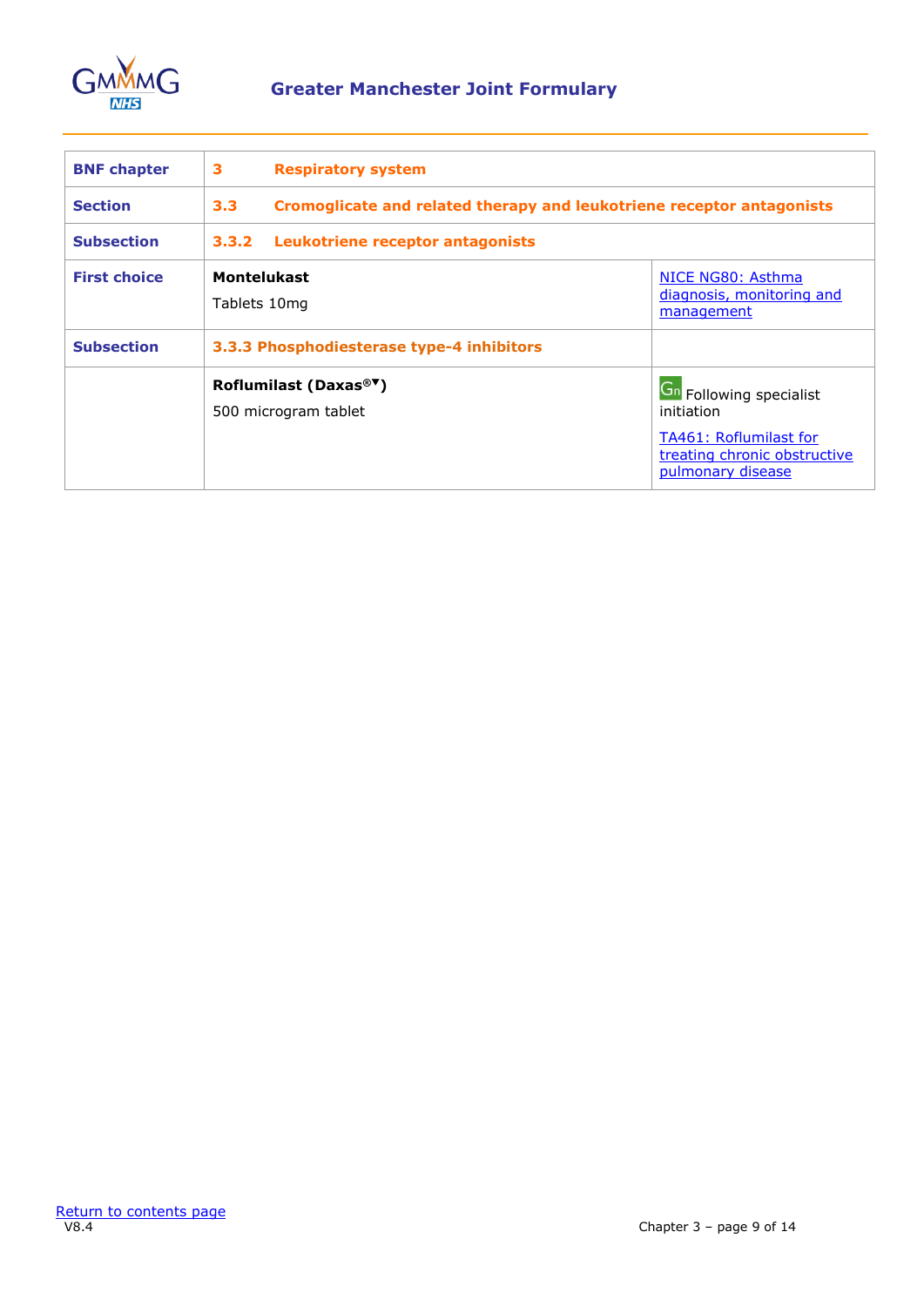| BNF chapter | 3 Respiratory system | |
|---|---|---|
| Section | 3.3 Cromoglicate and related therapy and leukotriene receptor antagonists | |
| Subsection | 3.3.2 Leukotriene receptor antagonists | |
| First choice | **Montelukast**<br>Tablets 10mg | NICE NG80: Asthma diagnosis, monitoring and management |
| Subsection | 3.3.3 Phosphodiesterase type-4 inhibitors | |
| | **Roflumilast (Daxas®▼)**<br>500 microgram tablet | Gn Following specialist initiation<br>TA461: Roflumilast for treating chronic obstructive pulmonary disease |

Return to contents page

V8.4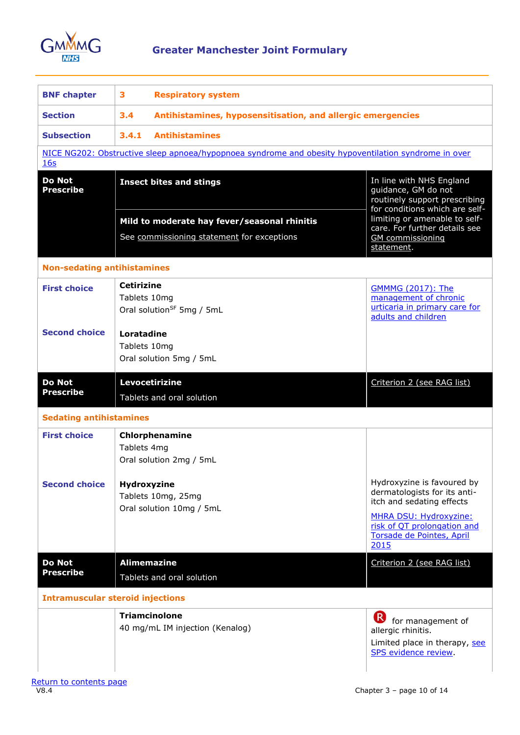| | | |
|---|---|---|
| **BNF chapter** | **3 Respiratory system** | |
| **Section** | **3.4 Antihistamines, hyposensitisation, and allergic emergencies** | |
| **Subsection** | **3.4.1 Antihistamines** | |
| NICE NG202: Obstructive sleep apnoea/hypopnoea syndrome and obesity hypoventilation syndrome in over 16s | | |
| **Do Not Prescribe** | **Insect bites and stings**<br><br>**Mild to moderate hay fever/seasonal rhinitis**<br>See commissioning statement for exceptions | In line with NHS England guidance, GM do not routinely support prescribing for conditions which are self-limiting or amenable to self-care. For further details see GM commissioning statement. |
| **Non-sedating antihistamines** | | |
| **First choice** | **Cetirizine**<br>Tablets 10mg<br>Oral solution[SF] 5mg / 5mL | GMMMG (2017): The management of chronic urticaria in primary care for adults and children |
| **Second choice** | **Loratadine**<br>Tablets 10mg<br>Oral solution 5mg / 5mL | |
| **Do Not Prescribe** | **Levocetirizine**<br>Tablets and oral solution | Criterion 2 (see RAG list) |
| **Sedating antihistamines** | | |
| **First choice** | **Chlorphenamine**<br>Tablets 4mg<br>Oral solution 2mg / 5mL | |
| **Second choice** | **Hydroxyzine**<br>Tablets 10mg, 25mg<br>Oral solution 10mg / 5mL | Hydroxyzine is favoured by dermatologists for its anti-itch and sedating effects<br>MHRA DSU: Hydroxyzine: risk of QT prolongation and Torsade de Pointes, April 2015 |
| **Do Not Prescribe** | **Alimemazine**<br>Tablets and oral solution | Criterion 2 (see RAG list) |
| **Intramuscular steroid injections** | | |
| | **Triamcinolone**<br>40 mg/mL IM injection (Kenalog) | R for management of allergic rhinitis.<br>Limited place in therapy, see SPS evidence review. |

Return to contents page

V8.4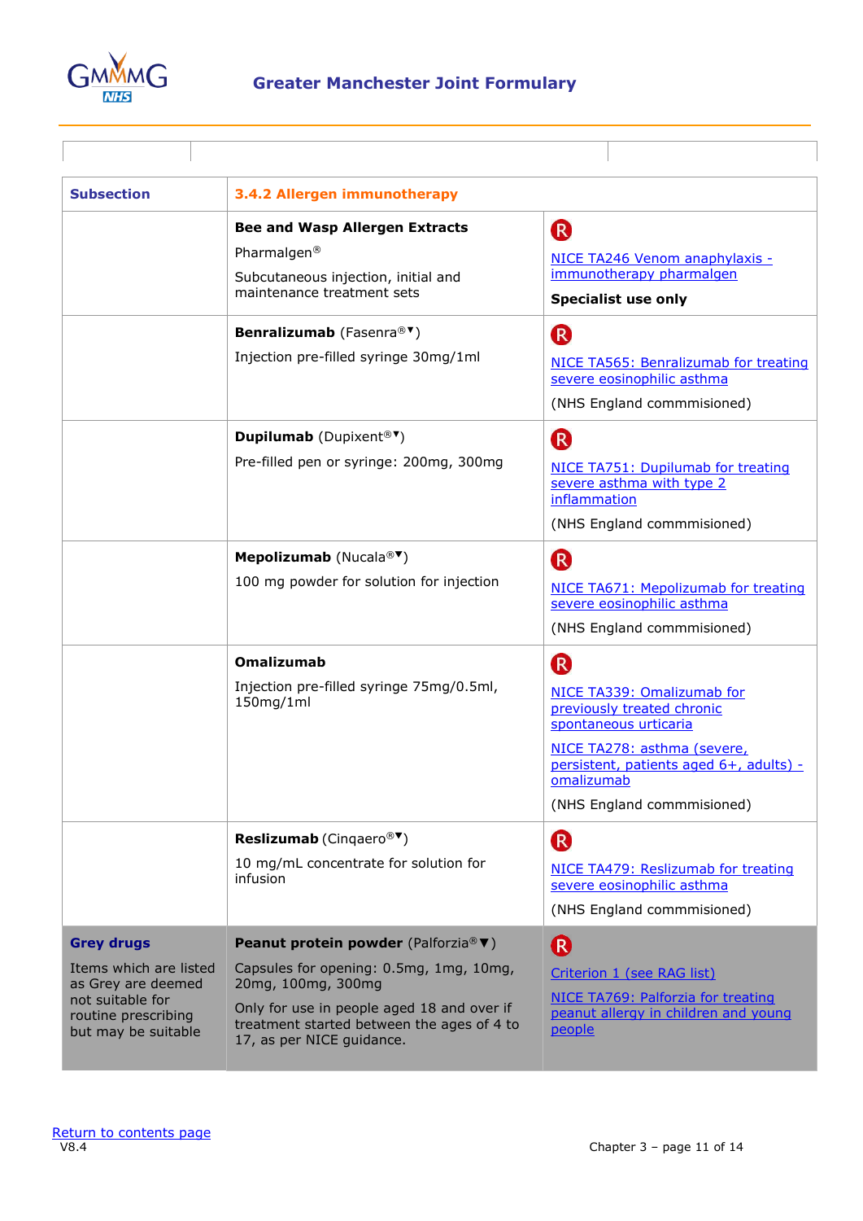| Subsection | 3.4.2 Allergen immunotherapy | |
|---|---|---|
| | **Bee and Wasp Allergen Extracts**<br>Pharmalgen®<br>Subcutaneous injection, initial and maintenance treatment sets | R<br>NICE TA246 Venom anaphylaxis - immunotherapy pharmalgen<br>**Specialist use only** |
| | **Benralizumab** (Fasenra®▼)<br>Injection pre-filled syringe 30mg/1ml | R<br>NICE TA565: Benralizumab for treating severe eosinophilic asthma<br>(NHS England commissioned) |
| | **Dupilumab** (Dupixent®▼)<br>Pre-filled pen or syringe: 200mg, 300mg | R<br>NICE TA751: Dupilumab for treating severe asthma with type 2 inflammation<br>(NHS England commissioned) |
| | **Mepolizumab** (Nucala®▼)<br>100 mg powder for solution for injection | R<br>NICE TA671: Mepolizumab for treating severe eosinophilic asthma<br>(NHS England commissioned) |
| | **Omalizumab**<br>Injection pre-filled syringe 75mg/0.5ml, 150mg/1ml | R<br>NICE TA339: Omalizumab for previously treated chronic spontaneous urticaria<br>NICE TA278: asthma (severe, persistent, patients aged 6+, adults) - omalizumab<br>(NHS England commissioned) |
| | **Reslizumab** (Cinqaero®▼)<br>10 mg/mL concentrate for solution for infusion | R<br>NICE TA479: Reslizumab for treating severe eosinophilic asthma<br>(NHS England commissioned) |
| **Grey drugs**<br>Items which are listed as Grey are deemed not suitable for routine prescribing but may be suitable | **Peanut protein powder** (Palforzia®▼)<br>Capsules for opening: 0.5mg, 1mg, 10mg, 20mg, 100mg, 300mg<br>Only for use in people aged 18 and over if treatment started between the ages of 4 to 17, as per NICE guidance. | R<br>Criterion 1 (see RAG list)<br>NICE TA769: Palforzia for treating peanut allergy in children and young people |

Return to contents page

V8.4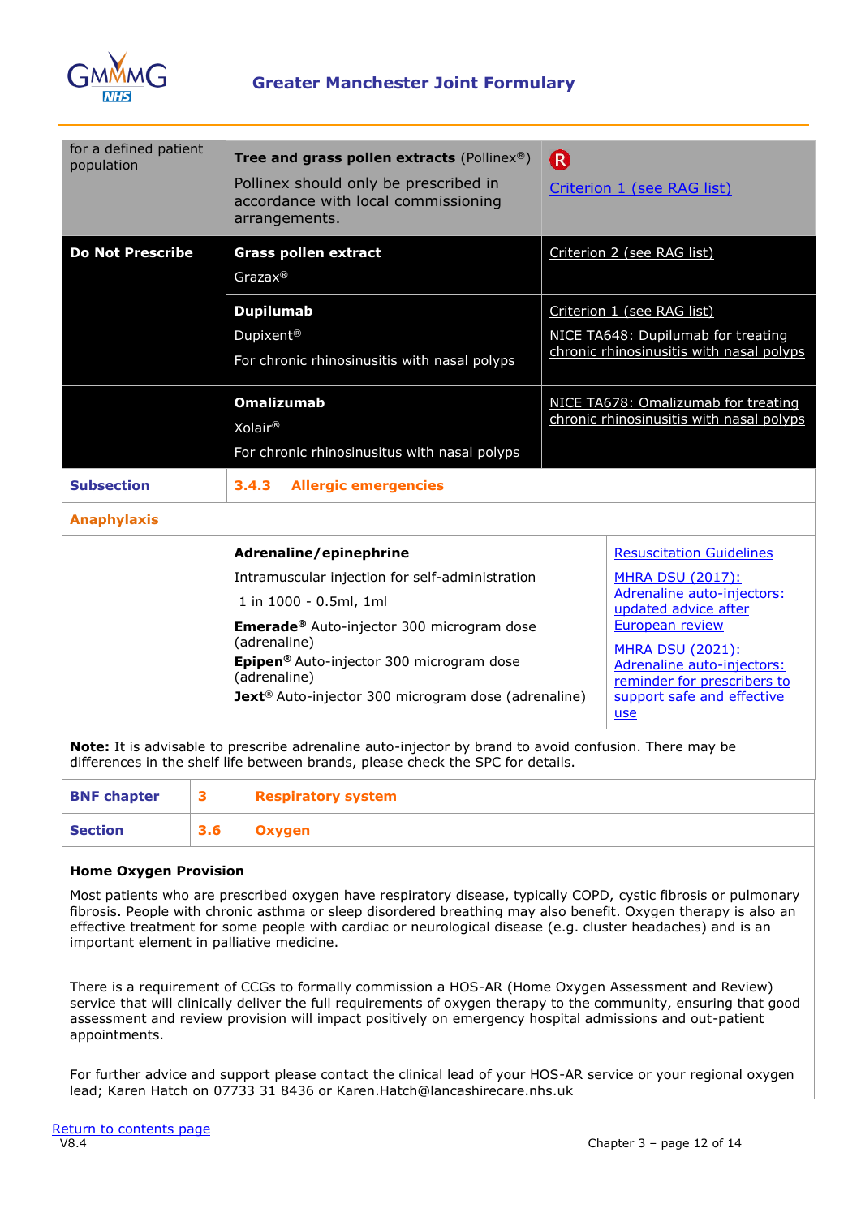| | | |
|---|---|---|
| for a defined patient population | **Tree and grass pollen extracts** (Pollinex®)<br>Pollinex should only be prescribed in accordance with local commissioning arrangements. | R<br>Criterion 1 (see RAG list) |
| **Do Not Prescribe** | **Grass pollen extract**<br>Grazax® | Criterion 2 (see RAG list) |
| | **Dupilumab**<br>Dupixent®<br>For chronic rhinosinusitis with nasal polyps | Criterion 1 (see RAG list)<br>NICE TA648: Dupilumab for treating chronic rhinosinusitis with nasal polyps |
| | **Omalizumab**<br>Xolair®<br>For chronic rhinosinusitus with nasal polyps | NICE TA678: Omalizumab for treating chronic rhinosinusitis with nasal polyps |
| **Subsection** | **3.4.3 Allergic emergencies** | |
| **Anaphylaxis** | | |
| | **Adrenaline/epinephrine**<br>Intramuscular injection for self-administration<br>1 in 1000 - 0.5ml, 1ml<br>**Emerade®** Auto-injector 300 microgram dose (adrenaline)<br>**Epipen®** Auto-injector 300 microgram dose (adrenaline)<br>**Jext®** Auto-injector 300 microgram dose (adrenaline) | Resuscitation Guidelines<br>MHRA DSU (2017): Adrenaline auto-injectors: updated advice after European review<br>MHRA DSU (2021): Adrenaline auto-injectors: reminder for prescribers to support safe and effective use |

**Note:** It is advisable to prescribe adrenaline auto-injector by brand to avoid confusion. There may be differences in the shelf life between brands, please check the SPC for details.

| | |
|---|---|
| **BNF chapter** | **3 Respiratory system** |
| **Section** | **3.6 Oxygen** |

**Home Oxygen Provision**

Most patients who are prescribed oxygen have respiratory disease, typically COPD, cystic fibrosis or pulmonary fibrosis. People with chronic asthma or sleep disordered breathing may also benefit. Oxygen therapy is also an effective treatment for some people with cardiac or neurological disease (e.g. cluster headaches) and is an important element in palliative medicine.

There is a requirement of CCGs to formally commission a HOS-AR (Home Oxygen Assessment and Review) service that will clinically deliver the full requirements of oxygen therapy to the community, ensuring that good assessment and review provision will impact positively on emergency hospital admissions and out-patient appointments.

For further advice and support please contact the clinical lead of your HOS-AR service or your regional oxygen lead; Karen Hatch on 07733 31 8436 or Karen.Hatch@lancashirecare.nhs.uk

Return to contents page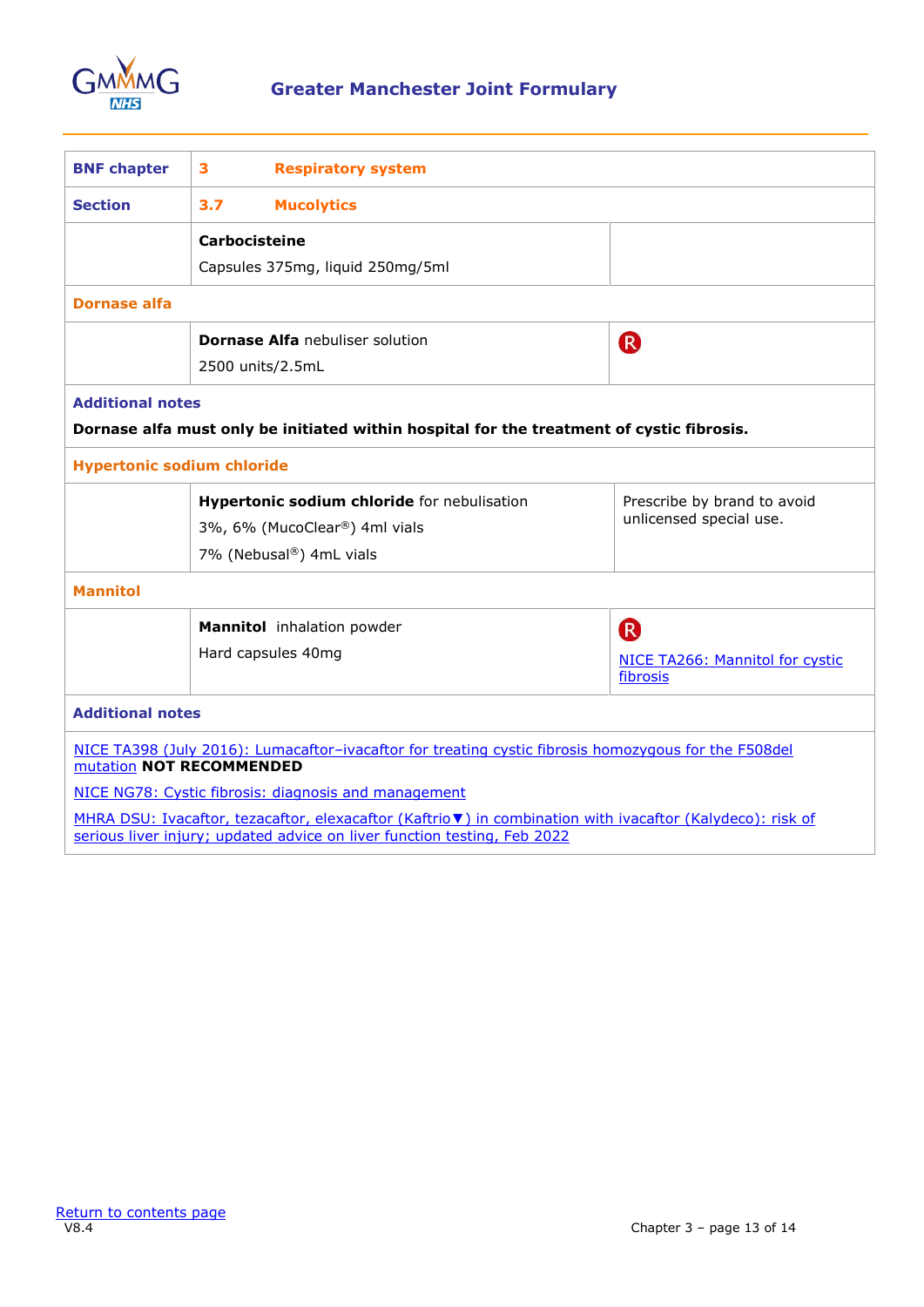| BNF chapter | 3 Respiratory system | |
|---|---|---|
| Section | 3.7 Mucolytics | |
| | **Carbocisteine**<br>Capsules 375mg, liquid 250mg/5ml | |
| **Dornase alfa** | | |
| | **Dornase Alfa** nebuliser solution<br>2500 units/2.5mL | R |
| **Additional notes**<br>**Dornase alfa must only be initiated within hospital for the treatment of cystic fibrosis.** | | |
| **Hypertonic sodium chloride** | | |
| | **Hypertonic sodium chloride** for nebulisation<br>3%, 6% (MucoClear®) 4ml vials<br>7% (Nebusal®) 4mL vials | Prescribe by brand to avoid unlicensed special use. |
| **Mannitol** | | |
| | **Mannitol** inhalation powder<br>Hard capsules 40mg | R<br>NICE TA266: Mannitol for cystic fibrosis |
| **Additional notes** | | |
| NICE TA398 (July 2016): Lumacaftor–ivacaftor for treating cystic fibrosis homozygous for the F508del mutation **NOT RECOMMENDED**<br>NICE NG78: Cystic fibrosis: diagnosis and management<br>MHRA DSU: Ivacaftor, tezacaftor, elexacaftor (Kaftrio▼) in combination with ivacaftor (Kalydeco): risk of serious liver injury; updated advice on liver function testing, Feb 2022 | | |

Return to contents page

V8.4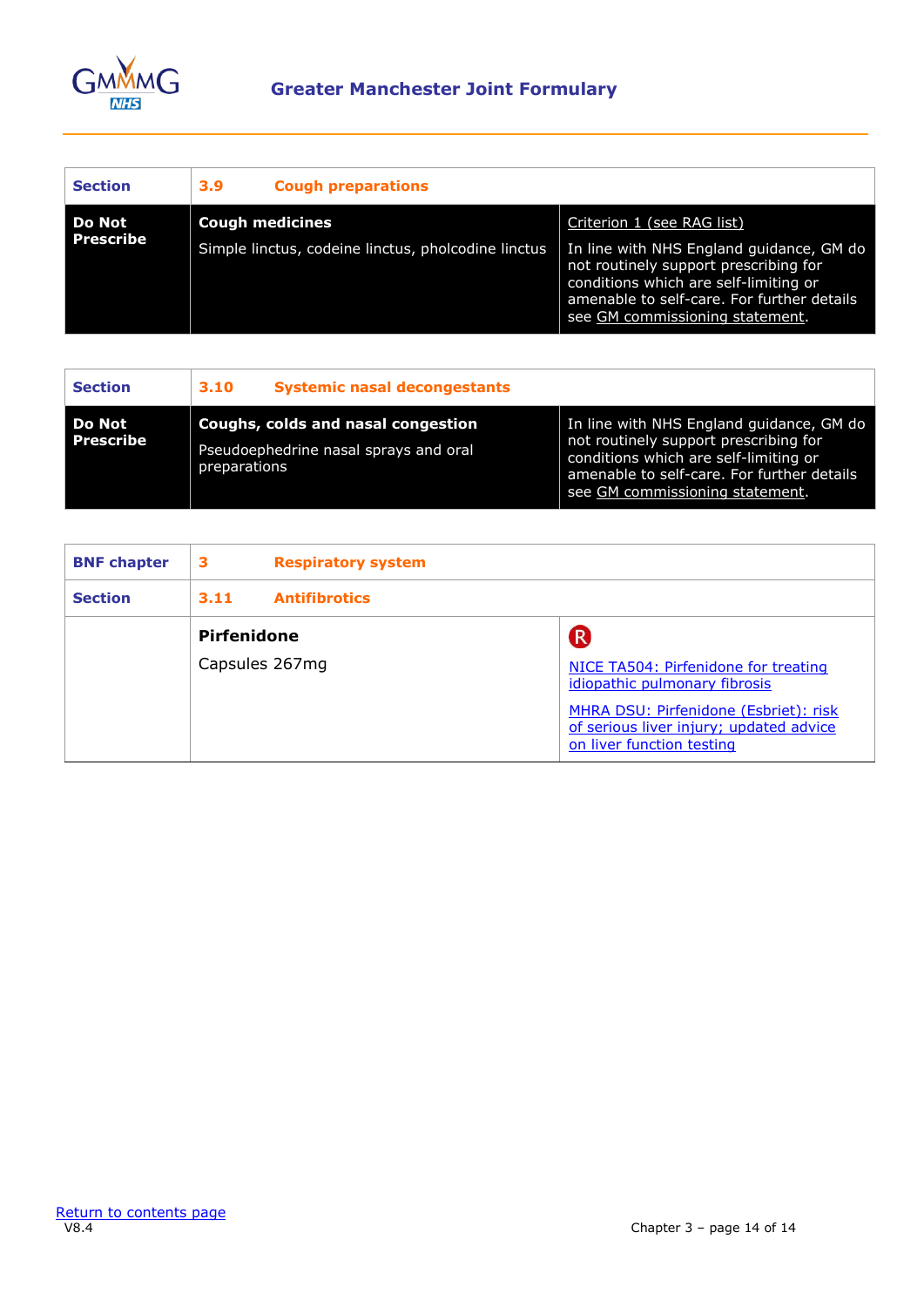| Section | 3.9 Cough preparations | |
|---|---|---|
| **Do Not Prescribe** | **Cough medicines**<br>Simple linctus, codeine linctus, pholcodine linctus | Criterion 1 (see RAG list)<br>In line with NHS England guidance, GM do not routinely support prescribing for conditions which are self-limiting or amenable to self-care. For further details see GM commissioning statement. |

| Section | 3.10 Systemic nasal decongestants | |
|---|---|---|
| **Do Not Prescribe** | **Coughs, colds and nasal congestion**<br>Pseudoephedrine nasal sprays and oral preparations | In line with NHS England guidance, GM do not routinely support prescribing for conditions which are self-limiting or amenable to self-care. For further details see GM commissioning statement. |

| BNF chapter | 3 Respiratory system | |
|---|---|---|
| **Section** | **3.11 Antifibrotics** | |
| | **Pirfenidone**<br>Capsules 267mg | R<br>NICE TA504: Pirfenidone for treating idiopathic pulmonary fibrosis<br>MHRA DSU: Pirfenidone (Esbriet): risk of serious liver injury; updated advice on liver function testing |

Return to contents page